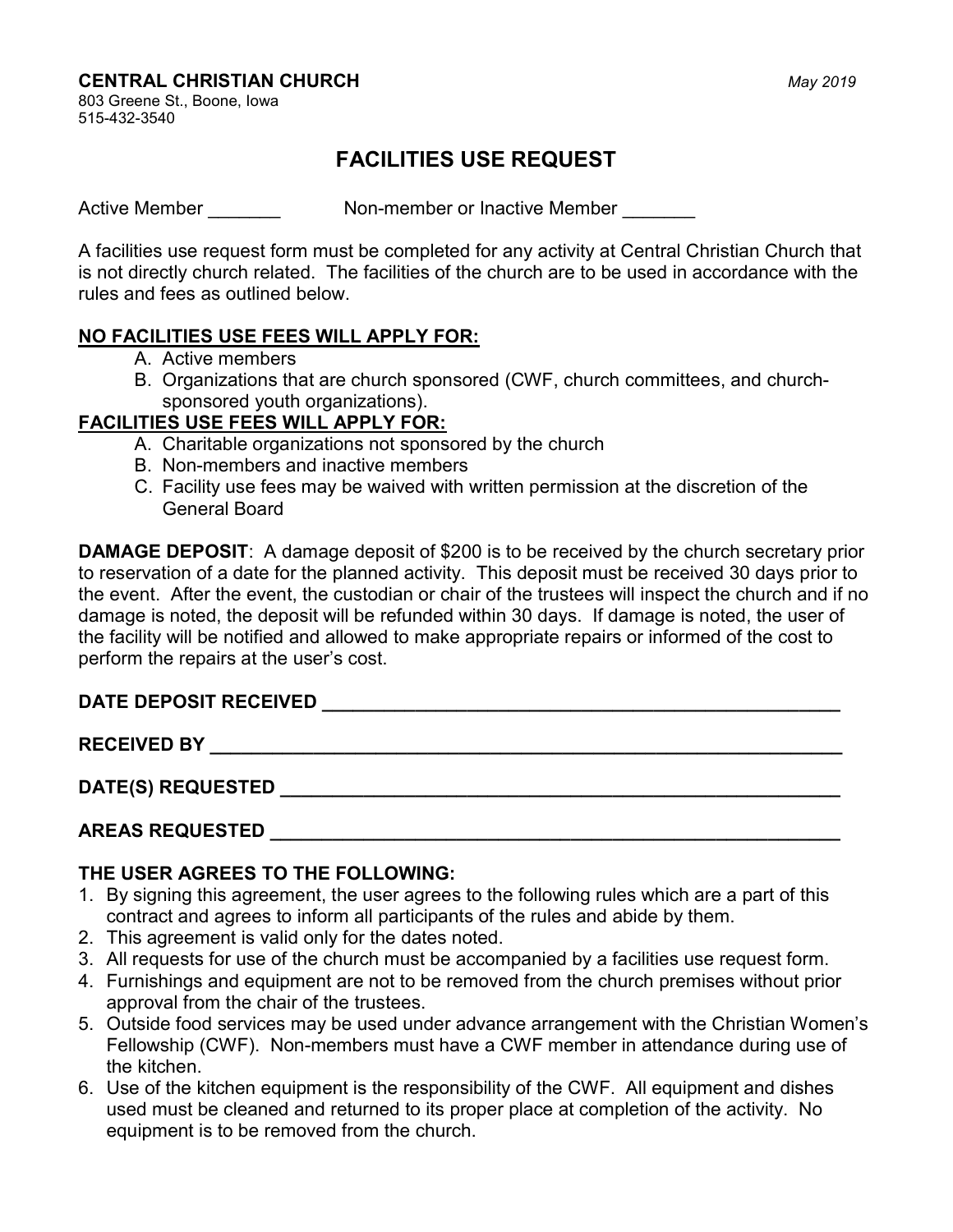**CENTRAL CHRISTIAN CHURCH** *May 2019*

803 Greene St., Boone, Iowa
515-432-3540

# FACILITIES USE REQUEST

Active Member _______ Non-member or Inactive Member _______

A facilities use request form must be completed for any activity at Central Christian Church that is not directly church related. The facilities of the church are to be used in accordance with the rules and fees as outlined below.

**NO FACILITIES USE FEES WILL APPLY FOR:**

A. Active members
B. Organizations that are church sponsored (CWF, church committees, and church-sponsored youth organizations).

**FACILITIES USE FEES WILL APPLY FOR:**

A. Charitable organizations not sponsored by the church
B. Non-members and inactive members
C. Facility use fees may be waived with written permission at the discretion of the General Board

**DAMAGE DEPOSIT**: A damage deposit of $200 is to be received by the church secretary prior to reservation of a date for the planned activity. This deposit must be received 30 days prior to the event. After the event, the custodian or chair of the trustees will inspect the church and if no damage is noted, the deposit will be refunded within 30 days. If damage is noted, the user of the facility will be notified and allowed to make appropriate repairs or informed of the cost to perform the repairs at the user's cost.

**DATE DEPOSIT RECEIVED** ______________________________________________

**RECEIVED BY** ______________________________________________________

**DATE(S) REQUESTED** _________________________________________________

**AREAS REQUESTED** __________________________________________________

**THE USER AGREES TO THE FOLLOWING:**

1. By signing this agreement, the user agrees to the following rules which are a part of this contract and agrees to inform all participants of the rules and abide by them.
2. This agreement is valid only for the dates noted.
3. All requests for use of the church must be accompanied by a facilities use request form.
4. Furnishings and equipment are not to be removed from the church premises without prior approval from the chair of the trustees.
5. Outside food services may be used under advance arrangement with the Christian Women's Fellowship (CWF). Non-members must have a CWF member in attendance during use of the kitchen.
6. Use of the kitchen equipment is the responsibility of the CWF. All equipment and dishes used must be cleaned and returned to its proper place at completion of the activity. No equipment is to be removed from the church.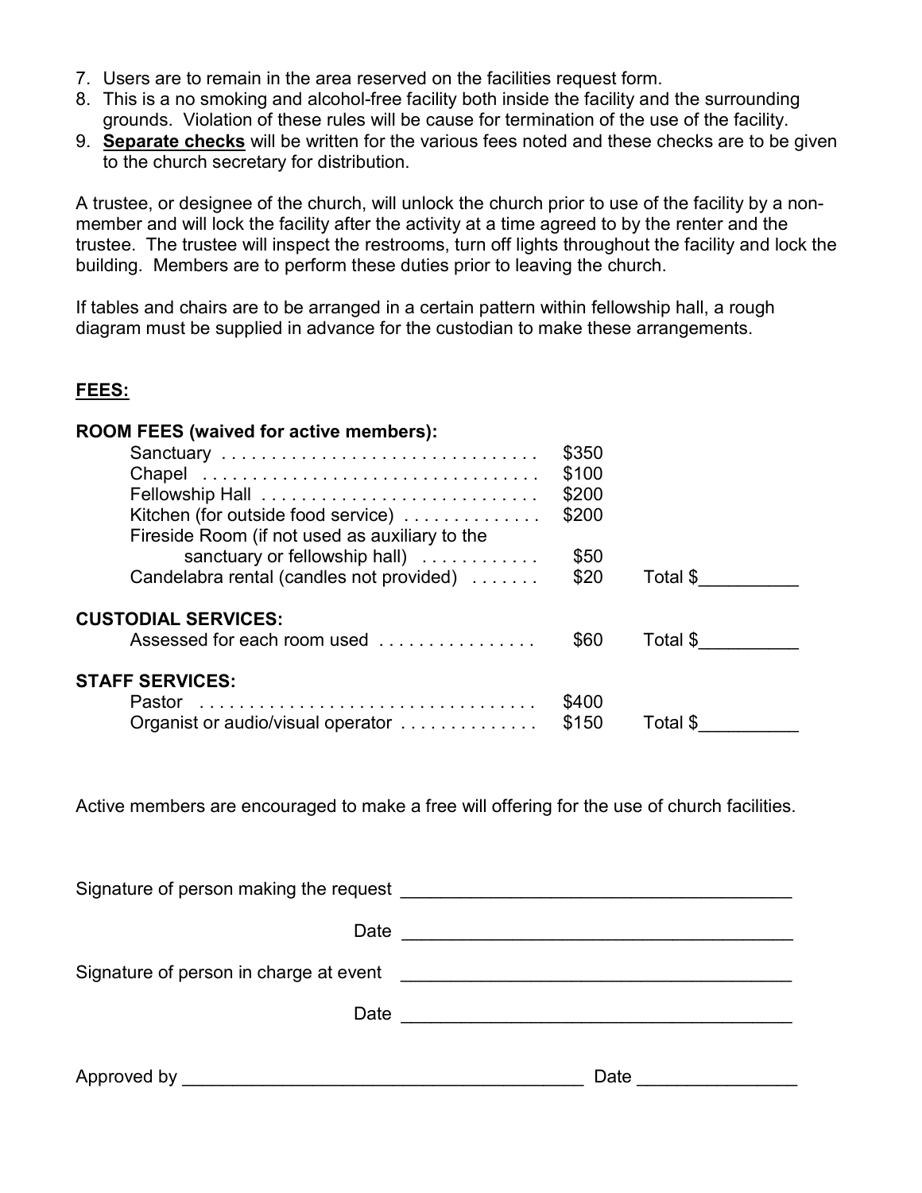7. Users are to remain in the area reserved on the facilities request form.
8. This is a no smoking and alcohol-free facility both inside the facility and the surrounding grounds. Violation of these rules will be cause for termination of the use of the facility.
9. **Separate checks** will be written for the various fees noted and these checks are to be given to the church secretary for distribution.

A trustee, or designee of the church, will unlock the church prior to use of the facility by a non-member and will lock the facility after the activity at a time agreed to by the renter and the trustee. The trustee will inspect the restrooms, turn off lights throughout the facility and lock the building. Members are to perform these duties prior to leaving the church.

If tables and chairs are to be arranged in a certain pattern within fellowship hall, a rough diagram must be supplied in advance for the custodian to make these arrangements.

**FEES:**

| | | |
|---|---|---|
| **ROOM FEES (waived for active members):** | | |
| Sanctuary | $350 | |
| Chapel | $100 | |
| Fellowship Hall | $200 | |
| Kitchen (for outside food service) | $200 | |
| Fireside Room (if not used as auxiliary to the sanctuary or fellowship hall) | $50 | |
| Candelabra rental (candles not provided) | $20 | Total $__________ |
| **CUSTODIAL SERVICES:** | | |
| Assessed for each room used | $60 | Total $__________ |
| **STAFF SERVICES:** | | |
| Pastor | $400 | |
| Organist or audio/visual operator | $150 | Total $__________ |

Active members are encouraged to make a free will offering for the use of church facilities.

Signature of person making the request ________________________________________

Date ________________________________________

Signature of person in charge at event ________________________________________

Date ________________________________________

Approved by ________________________________________ Date ________________